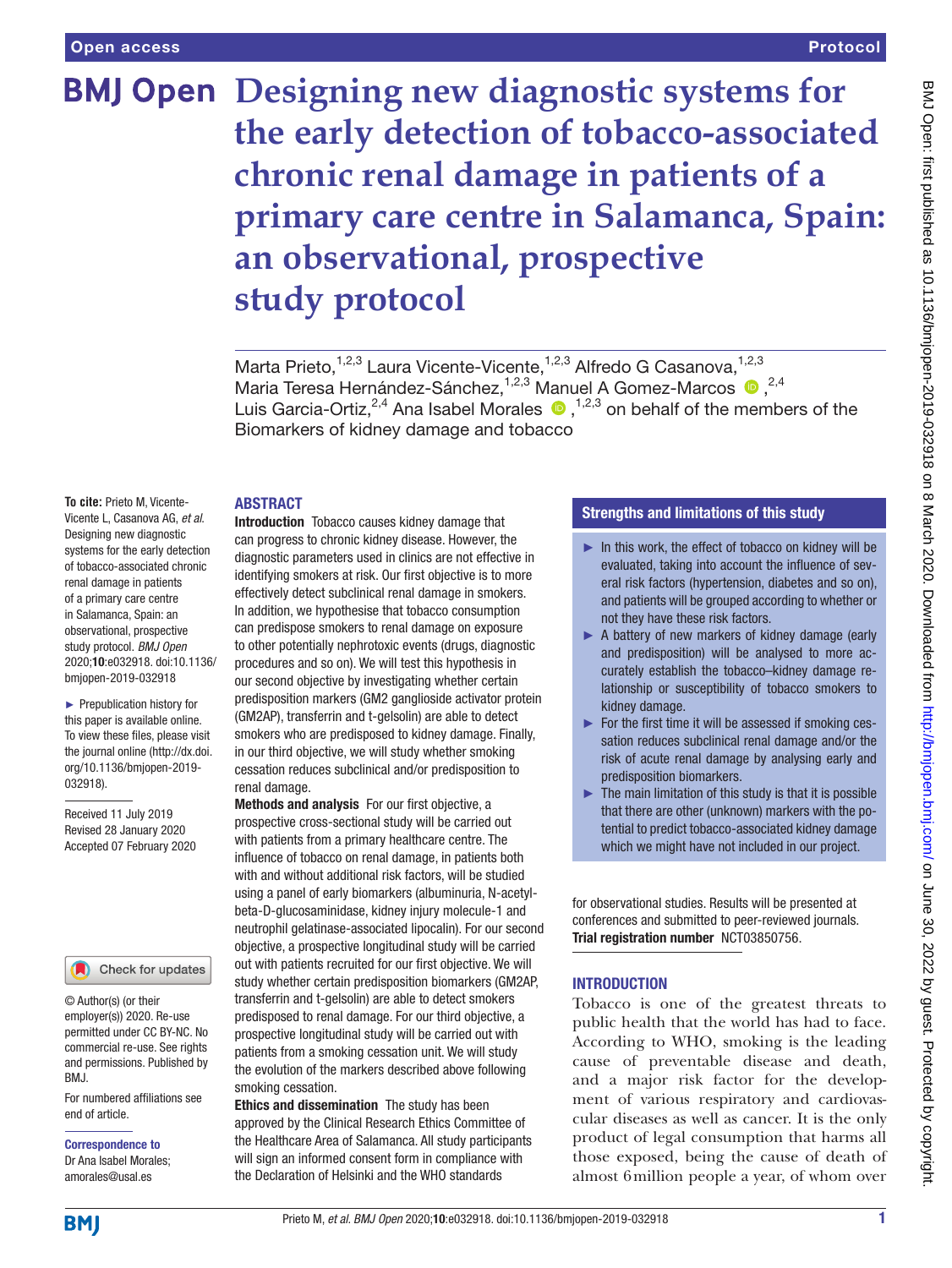# Designing new diagnostic systems for the early detection of tobacco-associated chronic renal damage in patients of a primary care centre in Salamanca, Spain: an observational, prospective study protocol

Marta Prieto,[1,2,3] Laura Vicente-Vicente,[1,2,3] Alfredo G Casanova,[1,2,3] Maria Teresa Hernández-Sánchez,[1,2,3] Manuel A Gomez-Marcos,[2,4] Luis Garcia-Ortiz,[2,4] Ana Isabel Morales,[1,2,3] on behalf of the members of the Biomarkers of kidney damage and tobacco

**To cite:** Prieto M, Vicente-Vicente L, Casanova AG, *et al*. Designing new diagnostic systems for the early detection of tobacco-associated chronic renal damage in patients of a primary care centre in Salamanca, Spain: an observational, prospective study protocol. *BMJ Open* 2020;**10**:e032918. doi:10.1136/bmjopen-2019-032918

► Prepublication history for this paper is available online. To view these files, please visit the journal online (http://dx.doi.org/10.1136/bmjopen-2019-032918).

Received 11 July 2019
Revised 28 January 2020
Accepted 07 February 2020

© Author(s) (or their employer(s)) 2020. Re-use permitted under CC BY-NC. No commercial re-use. See rights and permissions. Published by BMJ.

For numbered affiliations see end of article.

**Correspondence to**
Dr Ana Isabel Morales; amorales@usal.es

## ABSTRACT

**Introduction** Tobacco causes kidney damage that can progress to chronic kidney disease. However, the diagnostic parameters used in clinics are not effective in identifying smokers at risk. Our first objective is to more effectively detect subclinical renal damage in smokers. In addition, we hypothesise that tobacco consumption can predispose smokers to renal damage on exposure to other potentially nephrotoxic events (drugs, diagnostic procedures and so on). We will test this hypothesis in our second objective by investigating whether certain predisposition markers (GM2 ganglioside activator protein (GM2AP), transferrin and t-gelsolin) are able to detect smokers who are predisposed to kidney damage. Finally, in our third objective, we will study whether smoking cessation reduces subclinical and/or predisposition to renal damage.

**Methods and analysis** For our first objective, a prospective cross-sectional study will be carried out with patients from a primary healthcare centre. The influence of tobacco on renal damage, in patients both with and without additional risk factors, will be studied using a panel of early biomarkers (albuminuria, N-acetyl-beta-D-glucosaminidase, kidney injury molecule-1 and neutrophil gelatinase-associated lipocalin). For our second objective, a prospective longitudinal study will be carried out with patients recruited for our first objective. We will study whether certain predisposition biomarkers (GM2AP, transferrin and t-gelsolin) are able to detect smokers predisposed to renal damage. For our third objective, a prospective longitudinal study will be carried out with patients from a smoking cessation unit. We will study the evolution of the markers described above following smoking cessation.

**Ethics and dissemination** The study has been approved by the Clinical Research Ethics Committee of the Healthcare Area of Salamanca. All study participants will sign an informed consent form in compliance with the Declaration of Helsinki and the WHO standards for observational studies. Results will be presented at conferences and submitted to peer-reviewed journals.

**Trial registration number** NCT03850756.

## Strengths and limitations of this study

- ► In this work, the effect of tobacco on kidney will be evaluated, taking into account the influence of several risk factors (hypertension, diabetes and so on), and patients will be grouped according to whether or not they have these risk factors.
- ► A battery of new markers of kidney damage (early and predisposition) will be analysed to more accurately establish the tobacco–kidney damage relationship or susceptibility of tobacco smokers to kidney damage.
- ► For the first time it will be assessed if smoking cessation reduces subclinical renal damage and/or the risk of acute renal damage by analysing early and predisposition biomarkers.
- ► The main limitation of this study is that it is possible that there are other (unknown) markers with the potential to predict tobacco-associated kidney damage which we might have not included in our project.

## INTRODUCTION

Tobacco is one of the greatest threats to public health that the world has had to face. According to WHO, smoking is the leading cause of preventable disease and death, and a major risk factor for the development of various respiratory and cardiovascular diseases as well as cancer. It is the only product of legal consumption that harms all those exposed, being the cause of death of almost 6 million people a year, of whom over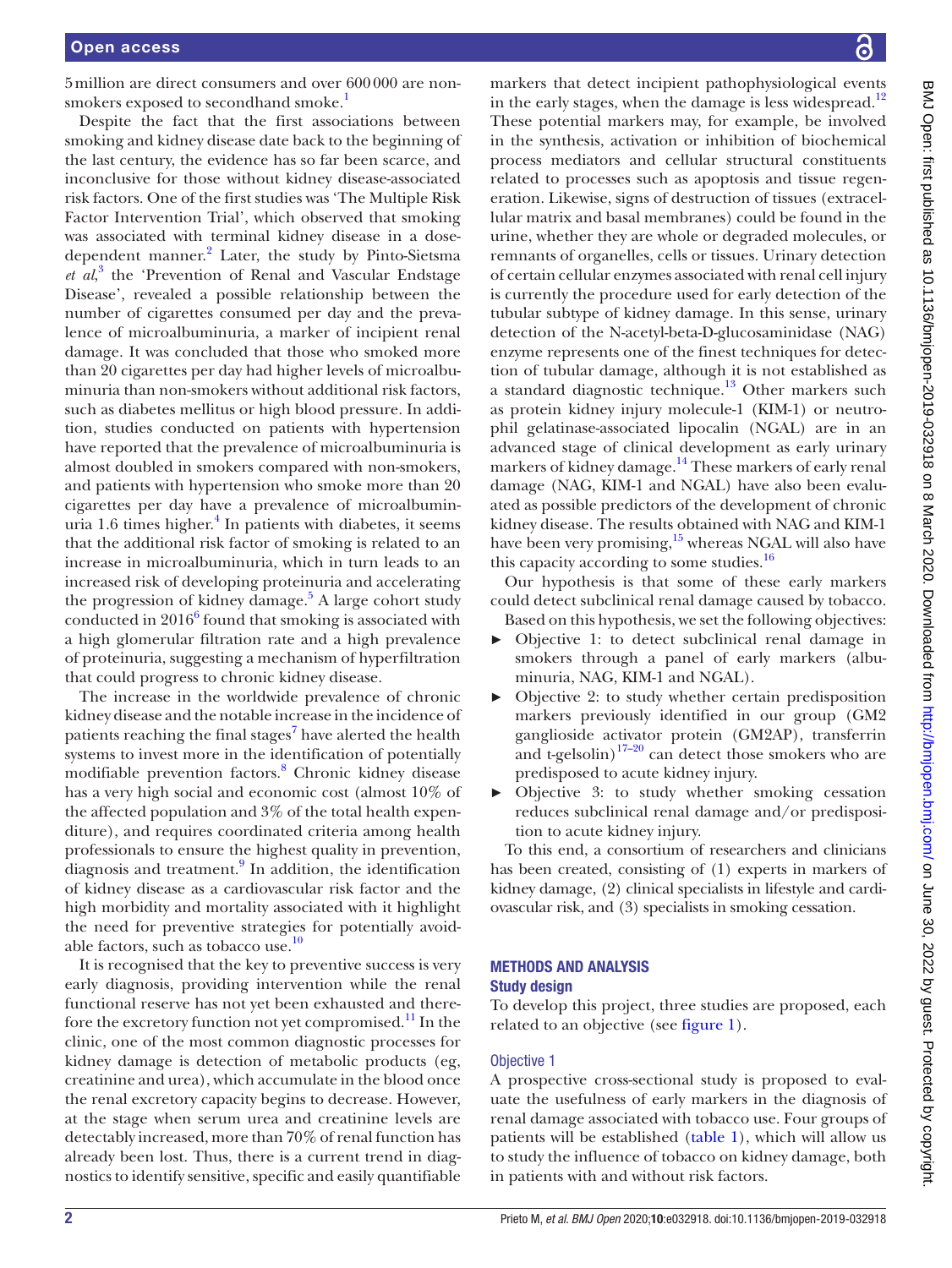5 million are direct consumers and over 600 000 are non-smokers exposed to secondhand smoke.[1]

Despite the fact that the first associations between smoking and kidney disease date back to the beginning of the last century, the evidence has so far been scarce, and inconclusive for those without kidney disease-associated risk factors. One of the first studies was 'The Multiple Risk Factor Intervention Trial', which observed that smoking was associated with terminal kidney disease in a dose-dependent manner.[2] Later, the study by Pinto-Sietsma *et al*,[3] the 'Prevention of Renal and Vascular Endstage Disease', revealed a possible relationship between the number of cigarettes consumed per day and the prevalence of microalbuminuria, a marker of incipient renal damage. It was concluded that those who smoked more than 20 cigarettes per day had higher levels of microalbuminuria than non-smokers without additional risk factors, such as diabetes mellitus or high blood pressure. In addition, studies conducted on patients with hypertension have reported that the prevalence of microalbuminuria is almost doubled in smokers compared with non-smokers, and patients with hypertension who smoke more than 20 cigarettes per day have a prevalence of microalbuminuria 1.6 times higher.[4] In patients with diabetes, it seems that the additional risk factor of smoking is related to an increase in microalbuminuria, which in turn leads to an increased risk of developing proteinuria and accelerating the progression of kidney damage.[5] A large cohort study conducted in 2016[6] found that smoking is associated with a high glomerular filtration rate and a high prevalence of proteinuria, suggesting a mechanism of hyperfiltration that could progress to chronic kidney disease.

The increase in the worldwide prevalence of chronic kidney disease and the notable increase in the incidence of patients reaching the final stages[7] have alerted the health systems to invest more in the identification of potentially modifiable prevention factors.[8] Chronic kidney disease has a very high social and economic cost (almost 10% of the affected population and 3% of the total health expenditure), and requires coordinated criteria among health professionals to ensure the highest quality in prevention, diagnosis and treatment.[9] In addition, the identification of kidney disease as a cardiovascular risk factor and the high morbidity and mortality associated with it highlight the need for preventive strategies for potentially avoidable factors, such as tobacco use.[10]

It is recognised that the key to preventive success is very early diagnosis, providing intervention while the renal functional reserve has not yet been exhausted and therefore the excretory function not yet compromised.[11] In the clinic, one of the most common diagnostic processes for kidney damage is detection of metabolic products (eg, creatinine and urea), which accumulate in the blood once the renal excretory capacity begins to decrease. However, at the stage when serum urea and creatinine levels are detectably increased, more than 70% of renal function has already been lost. Thus, there is a current trend in diagnostics to identify sensitive, specific and easily quantifiable markers that detect incipient pathophysiological events in the early stages, when the damage is less widespread.[12] These potential markers may, for example, be involved in the synthesis, activation or inhibition of biochemical process mediators and cellular structural constituents related to processes such as apoptosis and tissue regeneration. Likewise, signs of destruction of tissues (extracellular matrix and basal membranes) could be found in the urine, whether they are whole or degraded molecules, or remnants of organelles, cells or tissues. Urinary detection of certain cellular enzymes associated with renal cell injury is currently the procedure used for early detection of the tubular subtype of kidney damage. In this sense, urinary detection of the N-acetyl-beta-D-glucosaminidase (NAG) enzyme represents one of the finest techniques for detection of tubular damage, although it is not established as a standard diagnostic technique.[13] Other markers such as protein kidney injury molecule-1 (KIM-1) or neutrophil gelatinase-associated lipocalin (NGAL) are in an advanced stage of clinical development as early urinary markers of kidney damage.[14] These markers of early renal damage (NAG, KIM-1 and NGAL) have also been evaluated as possible predictors of the development of chronic kidney disease. The results obtained with NAG and KIM-1 have been very promising,[15] whereas NGAL will also have this capacity according to some studies.[16]

Our hypothesis is that some of these early markers could detect subclinical renal damage caused by tobacco. Based on this hypothesis, we set the following objectives:

- Objective 1: to detect subclinical renal damage in smokers through a panel of early markers (albuminuria, NAG, KIM-1 and NGAL).
- Objective 2: to study whether certain predisposition markers previously identified in our group (GM2 ganglioside activator protein (GM2AP), transferrin and t-gelsolin)[17–20] can detect those smokers who are predisposed to acute kidney injury.
- Objective 3: to study whether smoking cessation reduces subclinical renal damage and/or predisposition to acute kidney injury.

To this end, a consortium of researchers and clinicians has been created, consisting of (1) experts in markers of kidney damage, (2) clinical specialists in lifestyle and cardiovascular risk, and (3) specialists in smoking cessation.

## METHODS AND ANALYSIS

### Study design

To develop this project, three studies are proposed, each related to an objective (see figure 1).

#### Objective 1

A prospective cross-sectional study is proposed to evaluate the usefulness of early markers in the diagnosis of renal damage associated with tobacco use. Four groups of patients will be established (table 1), which will allow us to study the influence of tobacco on kidney damage, both in patients with and without risk factors.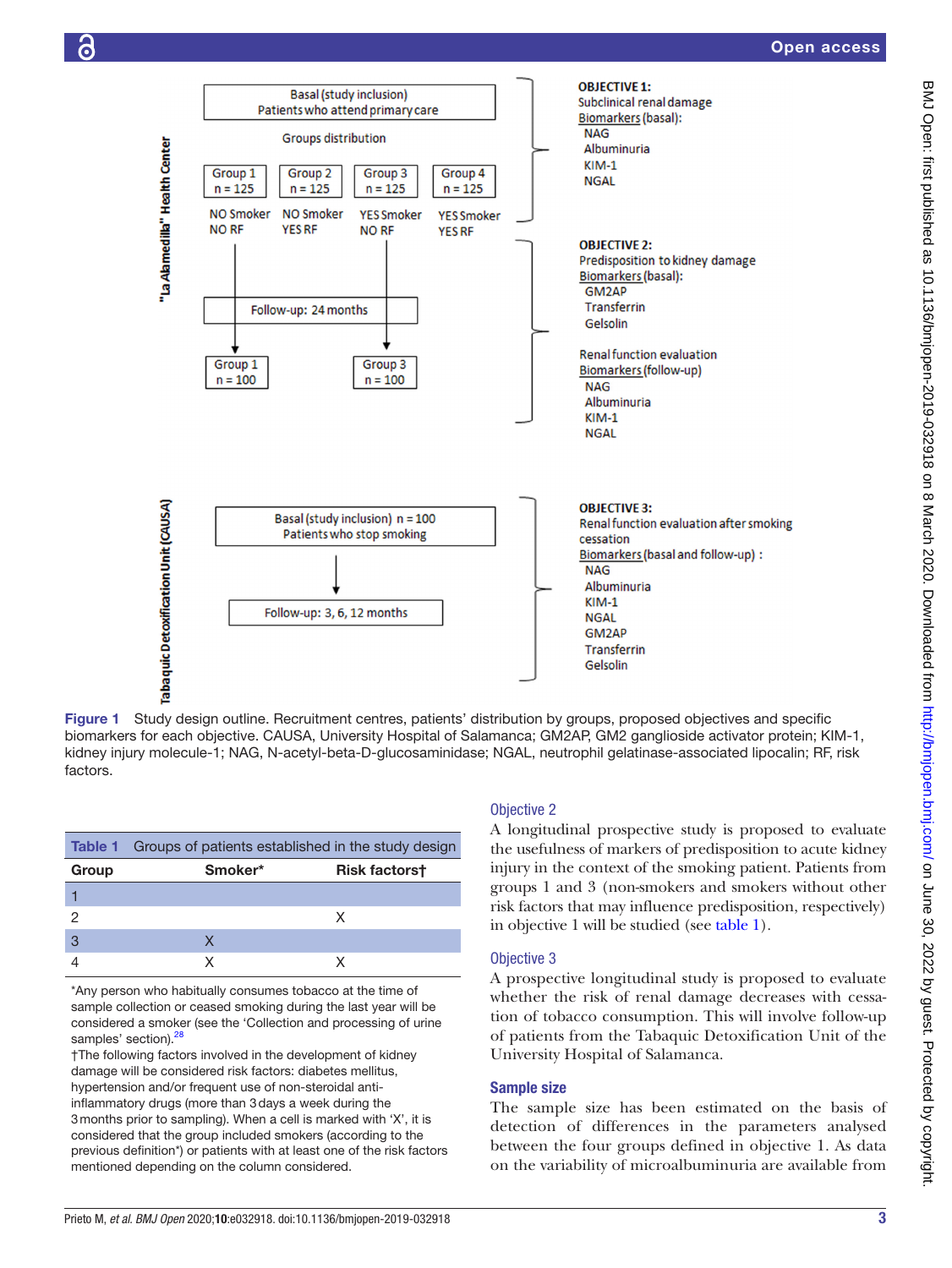Figure 1 Study design outline. Recruitment centres, patients' distribution by groups, proposed objectives and specific biomarkers for each objective. CAUSA, University Hospital of Salamanca; GM2AP, GM2 ganglioside activator protein; KIM-1, kidney injury molecule-1; NAG, N-acetyl-beta-D-glucosaminidase; NGAL, neutrophil gelatinase-associated lipocalin; RF, risk factors.

**Table 1** Groups of patients established in the study design

| Group | Smoker* | Risk factors† |
|---|---|---|
| 1 | | |
| 2 | | X |
| 3 | X | |
| 4 | X | X |

*Any person who habitually consumes tobacco at the time of sample collection or ceased smoking during the last year will be considered a smoker (see the 'Collection and processing of urine samples' section).[28]

†The following factors involved in the development of kidney damage will be considered risk factors: diabetes mellitus, hypertension and/or frequent use of non-steroidal anti-inflammatory drugs (more than 3 days a week during the 3 months prior to sampling). When a cell is marked with 'X', it is considered that the group included smokers (according to the previous definition*) or patients with at least one of the risk factors mentioned depending on the column considered.

### Objective 2

A longitudinal prospective study is proposed to evaluate the usefulness of markers of predisposition to acute kidney injury in the context of the smoking patient. Patients from groups 1 and 3 (non-smokers and smokers without other risk factors that may influence predisposition, respectively) in objective 1 will be studied (see table 1).

### Objective 3

A prospective longitudinal study is proposed to evaluate whether the risk of renal damage decreases with cessation of tobacco consumption. This will involve follow-up of patients from the Tabaquic Detoxification Unit of the University Hospital of Salamanca.

## Sample size

The sample size has been estimated on the basis of detection of differences in the parameters analysed between the four groups defined in objective 1. As data on the variability of microalbuminuria are available from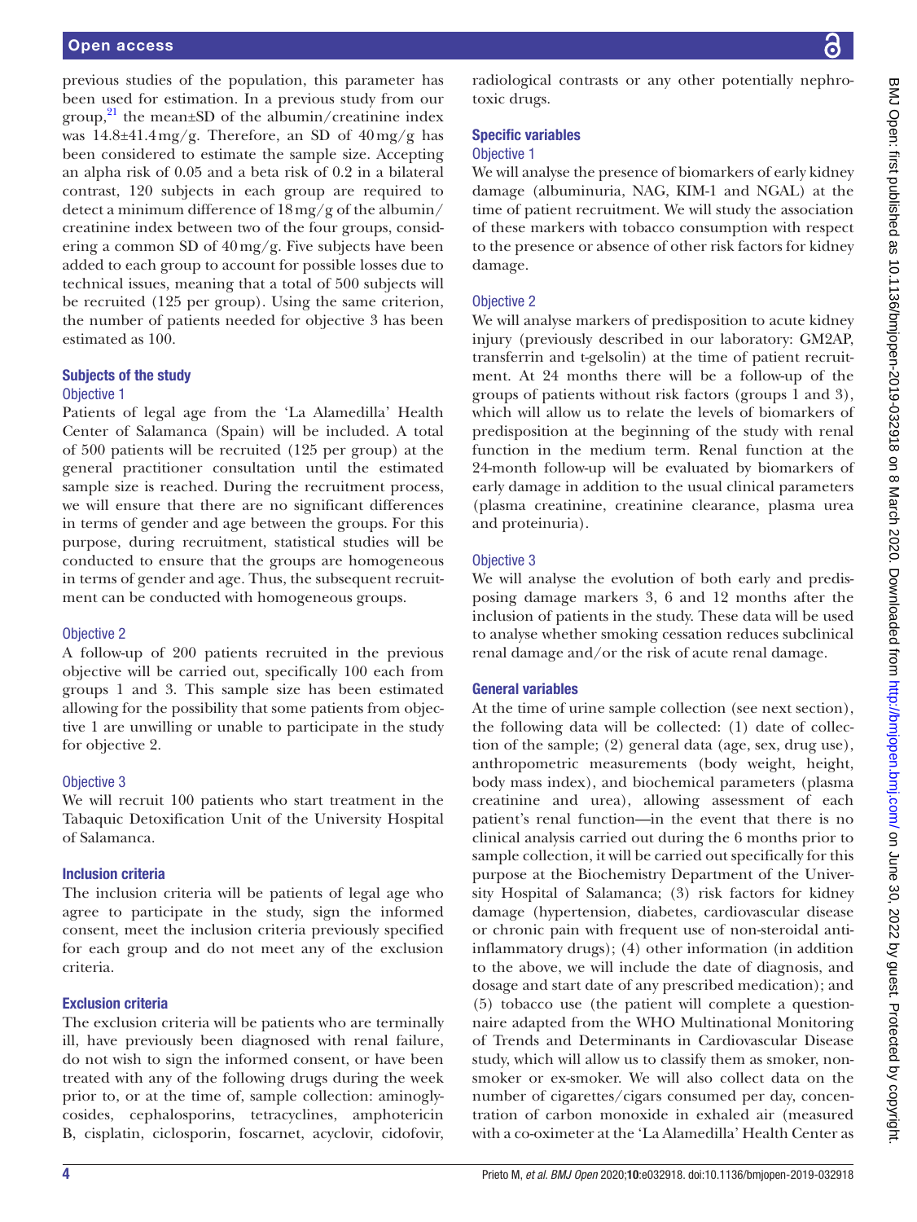previous studies of the population, this parameter has been used for estimation. In a previous study from our group,[21] the mean±SD of the albumin/creatinine index was 14.8±41.4 mg/g. Therefore, an SD of 40 mg/g has been considered to estimate the sample size. Accepting an alpha risk of 0.05 and a beta risk of 0.2 in a bilateral contrast, 120 subjects in each group are required to detect a minimum difference of 18 mg/g of the albumin/creatinine index between two of the four groups, considering a common SD of 40 mg/g. Five subjects have been added to each group to account for possible losses due to technical issues, meaning that a total of 500 subjects will be recruited (125 per group). Using the same criterion, the number of patients needed for objective 3 has been estimated as 100.

### Subjects of the study

#### Objective 1

Patients of legal age from the 'La Alamedilla' Health Center of Salamanca (Spain) will be included. A total of 500 patients will be recruited (125 per group) at the general practitioner consultation until the estimated sample size is reached. During the recruitment process, we will ensure that there are no significant differences in terms of gender and age between the groups. For this purpose, during recruitment, statistical studies will be conducted to ensure that the groups are homogeneous in terms of gender and age. Thus, the subsequent recruitment can be conducted with homogeneous groups.

#### Objective 2

A follow-up of 200 patients recruited in the previous objective will be carried out, specifically 100 each from groups 1 and 3. This sample size has been estimated allowing for the possibility that some patients from objective 1 are unwilling or unable to participate in the study for objective 2.

#### Objective 3

We will recruit 100 patients who start treatment in the Tabaquic Detoxification Unit of the University Hospital of Salamanca.

### Inclusion criteria

The inclusion criteria will be patients of legal age who agree to participate in the study, sign the informed consent, meet the inclusion criteria previously specified for each group and do not meet any of the exclusion criteria.

### Exclusion criteria

The exclusion criteria will be patients who are terminally ill, have previously been diagnosed with renal failure, do not wish to sign the informed consent, or have been treated with any of the following drugs during the week prior to, or at the time of, sample collection: aminoglycosides, cephalosporins, tetracyclines, amphotericin B, cisplatin, ciclosporin, foscarnet, acyclovir, cidofovir, radiological contrasts or any other potentially nephrotoxic drugs.

### Specific variables

#### Objective 1

We will analyse the presence of biomarkers of early kidney damage (albuminuria, NAG, KIM-1 and NGAL) at the time of patient recruitment. We will study the association of these markers with tobacco consumption with respect to the presence or absence of other risk factors for kidney damage.

#### Objective 2

We will analyse markers of predisposition to acute kidney injury (previously described in our laboratory: GM2AP, transferrin and t-gelsolin) at the time of patient recruitment. At 24 months there will be a follow-up of the groups of patients without risk factors (groups 1 and 3), which will allow us to relate the levels of biomarkers of predisposition at the beginning of the study with renal function in the medium term. Renal function at the 24-month follow-up will be evaluated by biomarkers of early damage in addition to the usual clinical parameters (plasma creatinine, creatinine clearance, plasma urea and proteinuria).

#### Objective 3

We will analyse the evolution of both early and predisposing damage markers 3, 6 and 12 months after the inclusion of patients in the study. These data will be used to analyse whether smoking cessation reduces subclinical renal damage and/or the risk of acute renal damage.

### General variables

At the time of urine sample collection (see next section), the following data will be collected: (1) date of collection of the sample; (2) general data (age, sex, drug use), anthropometric measurements (body weight, height, body mass index), and biochemical parameters (plasma creatinine and urea), allowing assessment of each patient's renal function—in the event that there is no clinical analysis carried out during the 6 months prior to sample collection, it will be carried out specifically for this purpose at the Biochemistry Department of the University Hospital of Salamanca; (3) risk factors for kidney damage (hypertension, diabetes, cardiovascular disease or chronic pain with frequent use of non-steroidal anti-inflammatory drugs); (4) other information (in addition to the above, we will include the date of diagnosis, and dosage and start date of any prescribed medication); and (5) tobacco use (the patient will complete a questionnaire adapted from the WHO Multinational Monitoring of Trends and Determinants in Cardiovascular Disease study, which will allow us to classify them as smoker, non-smoker or ex-smoker. We will also collect data on the number of cigarettes/cigars consumed per day, concentration of carbon monoxide in exhaled air (measured with a co-oximeter at the 'La Alamedilla' Health Center as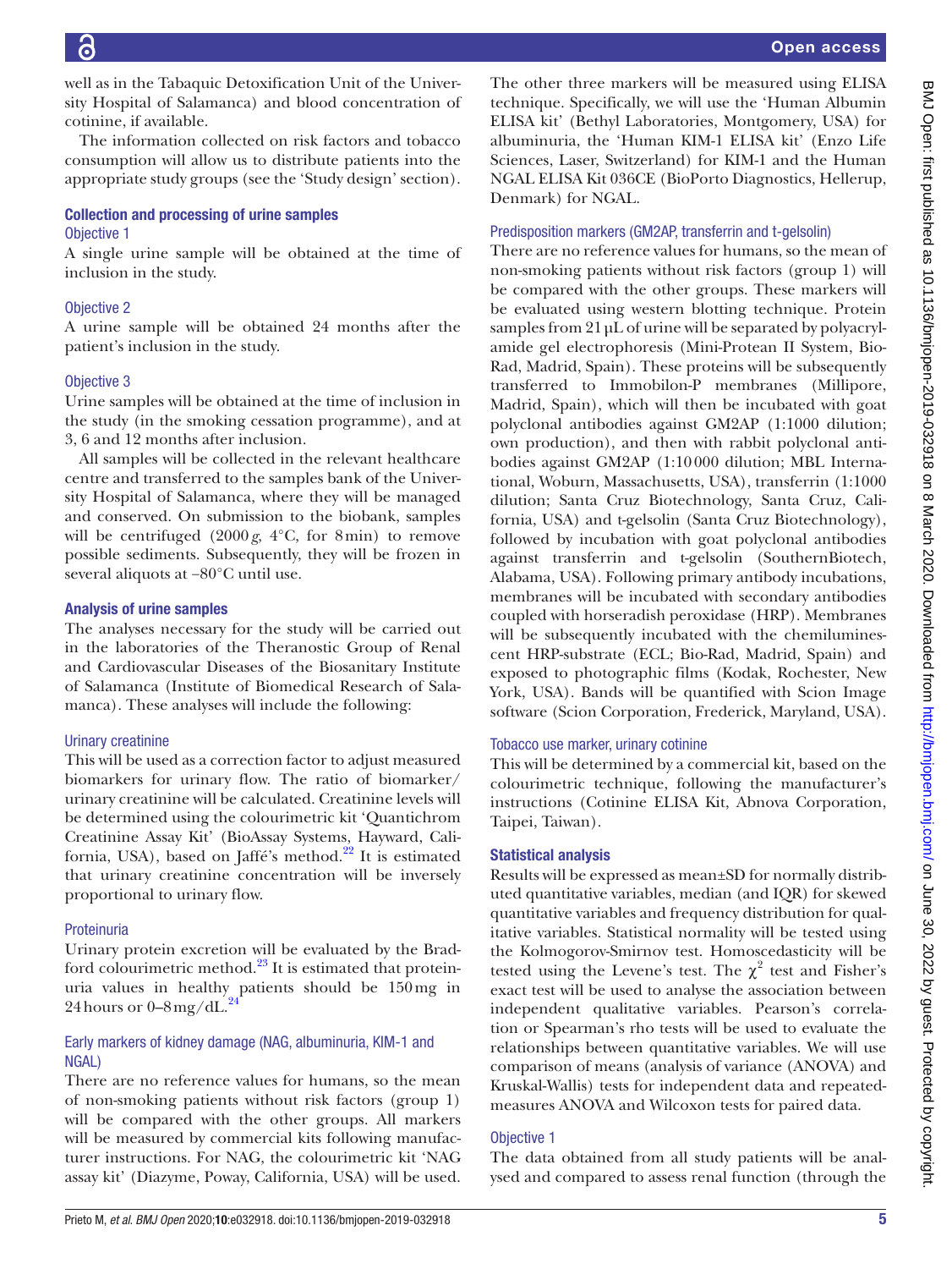well as in the Tabaquic Detoxification Unit of the University Hospital of Salamanca) and blood concentration of cotinine, if available.

The information collected on risk factors and tobacco consumption will allow us to distribute patients into the appropriate study groups (see the 'Study design' section).

### Collection and processing of urine samples

#### Objective 1

A single urine sample will be obtained at the time of inclusion in the study.

#### Objective 2

A urine sample will be obtained 24 months after the patient's inclusion in the study.

#### Objective 3

Urine samples will be obtained at the time of inclusion in the study (in the smoking cessation programme), and at 3, 6 and 12 months after inclusion.

All samples will be collected in the relevant healthcare centre and transferred to the samples bank of the University Hospital of Salamanca, where they will be managed and conserved. On submission to the biobank, samples will be centrifuged (2000 *g*, 4°C, for 8 min) to remove possible sediments. Subsequently, they will be frozen in several aliquots at −80°C until use.

### Analysis of urine samples

The analyses necessary for the study will be carried out in the laboratories of the Theranostic Group of Renal and Cardiovascular Diseases of the Biosanitary Institute of Salamanca (Institute of Biomedical Research of Salamanca). These analyses will include the following:

#### Urinary creatinine

This will be used as a correction factor to adjust measured biomarkers for urinary flow. The ratio of biomarker/urinary creatinine will be calculated. Creatinine levels will be determined using the colourimetric kit 'Quantichrom Creatinine Assay Kit' (BioAssay Systems, Hayward, California, USA), based on Jaffé's method.[22] It is estimated that urinary creatinine concentration will be inversely proportional to urinary flow.

#### Proteinuria

Urinary protein excretion will be evaluated by the Bradford colourimetric method.[23] It is estimated that proteinuria values in healthy patients should be 150 mg in 24 hours or 0–8 mg/dL.[24]

#### Early markers of kidney damage (NAG, albuminuria, KIM-1 and NGAL)

There are no reference values for humans, so the mean of non-smoking patients without risk factors (group 1) will be compared with the other groups. All markers will be measured by commercial kits following manufacturer instructions. For NAG, the colourimetric kit 'NAG assay kit' (Diazyme, Poway, California, USA) will be used. The other three markers will be measured using ELISA technique. Specifically, we will use the 'Human Albumin ELISA kit' (Bethyl Laboratories, Montgomery, USA) for albuminuria, the 'Human KIM-1 ELISA kit' (Enzo Life Sciences, Laser, Switzerland) for KIM-1 and the Human NGAL ELISA Kit 036CE (BioPorto Diagnostics, Hellerup, Denmark) for NGAL.

#### Predisposition markers (GM2AP, transferrin and t-gelsolin)

There are no reference values for humans, so the mean of non-smoking patients without risk factors (group 1) will be compared with the other groups. These markers will be evaluated using western blotting technique. Protein samples from 21 µL of urine will be separated by polyacrylamide gel electrophoresis (Mini-Protean II System, Bio-Rad, Madrid, Spain). These proteins will be subsequently transferred to Immobilon-P membranes (Millipore, Madrid, Spain), which will then be incubated with goat polyclonal antibodies against GM2AP (1:1000 dilution; own production), and then with rabbit polyclonal antibodies against GM2AP (1:10 000 dilution; MBL International, Woburn, Massachusetts, USA), transferrin (1:1000 dilution; Santa Cruz Biotechnology, Santa Cruz, California, USA) and t-gelsolin (Santa Cruz Biotechnology), followed by incubation with goat polyclonal antibodies against transferrin and t-gelsolin (SouthernBiotech, Alabama, USA). Following primary antibody incubations, membranes will be incubated with secondary antibodies coupled with horseradish peroxidase (HRP). Membranes will be subsequently incubated with the chemiluminescent HRP-substrate (ECL; Bio-Rad, Madrid, Spain) and exposed to photographic films (Kodak, Rochester, New York, USA). Bands will be quantified with Scion Image software (Scion Corporation, Frederick, Maryland, USA).

#### Tobacco use marker, urinary cotinine

This will be determined by a commercial kit, based on the colourimetric technique, following the manufacturer's instructions (Cotinine ELISA Kit, Abnova Corporation, Taipei, Taiwan).

### Statistical analysis

Results will be expressed as mean±SD for normally distributed quantitative variables, median (and IQR) for skewed quantitative variables and frequency distribution for qualitative variables. Statistical normality will be tested using the Kolmogorov-Smirnov test. Homoscedasticity will be tested using the Levene's test. The $\chi^2$ test and Fisher's exact test will be used to analyse the association between independent qualitative variables. Pearson's correlation or Spearman's rho tests will be used to evaluate the relationships between quantitative variables. We will use comparison of means (analysis of variance (ANOVA) and Kruskal-Wallis) tests for independent data and repeated-measures ANOVA and Wilcoxon tests for paired data.

#### Objective 1

The data obtained from all study patients will be analysed and compared to assess renal function (through the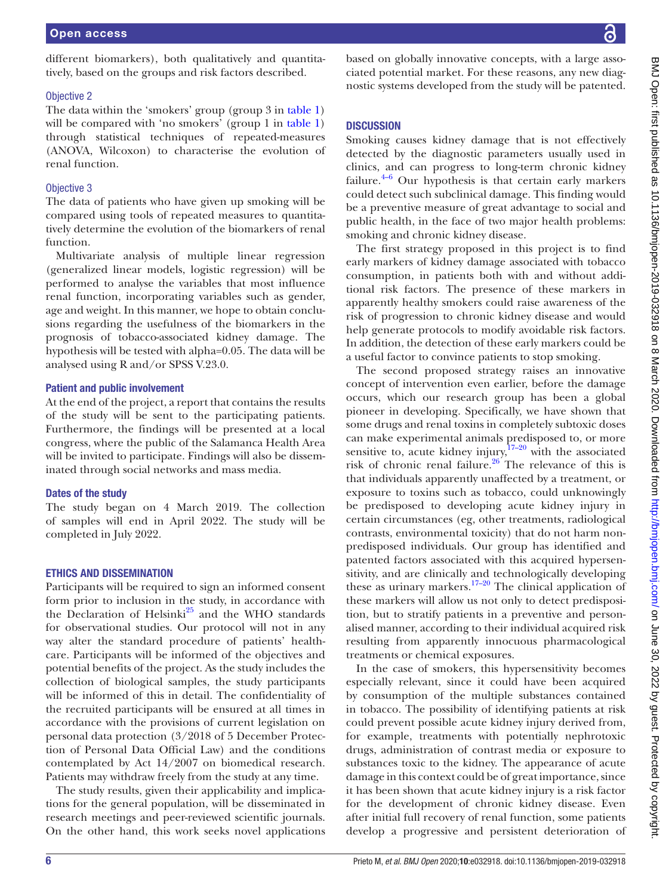different biomarkers), both qualitatively and quantitatively, based on the groups and risk factors described.

### Objective 2

The data within the 'smokers' group (group 3 in table 1) will be compared with 'no smokers' (group 1 in table 1) through statistical techniques of repeated-measures (ANOVA, Wilcoxon) to characterise the evolution of renal function.

### Objective 3

The data of patients who have given up smoking will be compared using tools of repeated measures to quantitatively determine the evolution of the biomarkers of renal function.

Multivariate analysis of multiple linear regression (generalized linear models, logistic regression) will be performed to analyse the variables that most influence renal function, incorporating variables such as gender, age and weight. In this manner, we hope to obtain conclusions regarding the usefulness of the biomarkers in the prognosis of tobacco-associated kidney damage. The hypothesis will be tested with alpha=0.05. The data will be analysed using R and/or SPSS V.23.0.

### Patient and public involvement

At the end of the project, a report that contains the results of the study will be sent to the participating patients. Furthermore, the findings will be presented at a local congress, where the public of the Salamanca Health Area will be invited to participate. Findings will also be disseminated through social networks and mass media.

### Dates of the study

The study began on 4 March 2019. The collection of samples will end in April 2022. The study will be completed in July 2022.

## ETHICS AND DISSEMINATION

Participants will be required to sign an informed consent form prior to inclusion in the study, in accordance with the Declaration of Helsinki[25] and the WHO standards for observational studies. Our protocol will not in any way alter the standard procedure of patients' healthcare. Participants will be informed of the objectives and potential benefits of the project. As the study includes the collection of biological samples, the study participants will be informed of this in detail. The confidentiality of the recruited participants will be ensured at all times in accordance with the provisions of current legislation on personal data protection (3/2018 of 5 December Protection of Personal Data Official Law) and the conditions contemplated by Act 14/2007 on biomedical research. Patients may withdraw freely from the study at any time.

The study results, given their applicability and implications for the general population, will be disseminated in research meetings and peer-reviewed scientific journals. On the other hand, this work seeks novel applications based on globally innovative concepts, with a large associated potential market. For these reasons, any new diagnostic systems developed from the study will be patented.

## DISCUSSION

Smoking causes kidney damage that is not effectively detected by the diagnostic parameters usually used in clinics, and can progress to long-term chronic kidney failure.[4–6] Our hypothesis is that certain early markers could detect such subclinical damage. This finding would be a preventive measure of great advantage to social and public health, in the face of two major health problems: smoking and chronic kidney disease.

The first strategy proposed in this project is to find early markers of kidney damage associated with tobacco consumption, in patients both with and without additional risk factors. The presence of these markers in apparently healthy smokers could raise awareness of the risk of progression to chronic kidney disease and would help generate protocols to modify avoidable risk factors. In addition, the detection of these early markers could be a useful factor to convince patients to stop smoking.

The second proposed strategy raises an innovative concept of intervention even earlier, before the damage occurs, which our research group has been a global pioneer in developing. Specifically, we have shown that some drugs and renal toxins in completely subtoxic doses can make experimental animals predisposed to, or more sensitive to, acute kidney injury,[17–20] with the associated risk of chronic renal failure.[26] The relevance of this is that individuals apparently unaffected by a treatment, or exposure to toxins such as tobacco, could unknowingly be predisposed to developing acute kidney injury in certain circumstances (eg, other treatments, radiological contrasts, environmental toxicity) that do not harm non-predisposed individuals. Our group has identified and patented factors associated with this acquired hypersensitivity, and are clinically and technologically developing these as urinary markers.[17–20] The clinical application of these markers will allow us not only to detect predisposition, but to stratify patients in a preventive and personalised manner, according to their individual acquired risk resulting from apparently innocuous pharmacological treatments or chemical exposures.

In the case of smokers, this hypersensitivity becomes especially relevant, since it could have been acquired by consumption of the multiple substances contained in tobacco. The possibility of identifying patients at risk could prevent possible acute kidney injury derived from, for example, treatments with potentially nephrotoxic drugs, administration of contrast media or exposure to substances toxic to the kidney. The appearance of acute damage in this context could be of great importance, since it has been shown that acute kidney injury is a risk factor for the development of chronic kidney disease. Even after initial full recovery of renal function, some patients develop a progressive and persistent deterioration of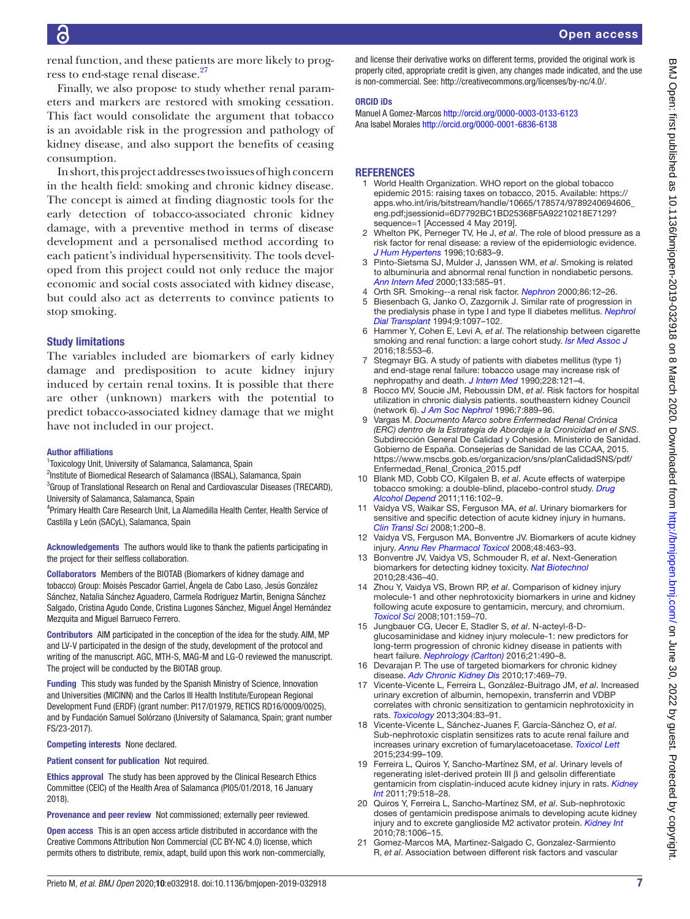renal function, and these patients are more likely to progress to end-stage renal disease.[27]

Finally, we also propose to study whether renal parameters and markers are restored with smoking cessation. This fact would consolidate the argument that tobacco is an avoidable risk in the progression and pathology of kidney disease, and also support the benefits of ceasing consumption.

In short, this project addresses two issues of high concern in the health field: smoking and chronic kidney disease. The concept is aimed at finding diagnostic tools for the early detection of tobacco-associated chronic kidney damage, with a preventive method in terms of disease development and a personalised method according to each patient's individual hypersensitivity. The tools developed from this project could not only reduce the major economic and social costs associated with kidney disease, but could also act as deterrents to convince patients to stop smoking.

### Study limitations

The variables included are biomarkers of early kidney damage and predisposition to acute kidney injury induced by certain renal toxins. It is possible that there are other (unknown) markers with the potential to predict tobacco-associated kidney damage that we might have not included in our project.

**Author affiliations**

[1]Toxicology Unit, University of Salamanca, Salamanca, Spain
[2]Institute of Biomedical Research of Salamanca (IBSAL), Salamanca, Spain
[3]Group of Translational Research on Renal and Cardiovascular Diseases (TRECARD), University of Salamanca, Salamanca, Spain
[4]Primary Health Care Research Unit, La Alamedilla Health Center, Health Service of Castilla y León (SACyL), Salamanca, Spain

**Acknowledgements** The authors would like to thank the patients participating in the project for their selfless collaboration.

**Collaborators** Members of the BIOTAB (Biomarkers of kidney damage and tobacco) Group: Moisés Pescador Garriel, Ángela de Cabo Laso, Jesús González Sánchez, Natalia Sánchez Aguadero, Carmela Rodríguez Martín, Benigna Sánchez Salgado, Cristina Agudo Conde, Cristina Lugones Sánchez, Miguel Ángel Hernández Mezquita and Miguel Barrueco Ferrero.

**Contributors** AIM participated in the conception of the idea for the study. AIM, MP and LV-V participated in the design of the study, development of the protocol and writing of the manuscript. AGC, MTH-S, MAG-M and LG-O reviewed the manuscript. The project will be conducted by the BIOTAB group.

**Funding** This study was funded by the Spanish Ministry of Science, Innovation and Universities (MICINN) and the Carlos III Health Institute/European Regional Development Fund (ERDF) (grant number: PI17/01979, RETICS RD16/0009/0025), and by Fundación Samuel Solórzano (University of Salamanca, Spain; grant number FS/23-2017).

**Competing interests** None declared.

**Patient consent for publication** Not required.

**Ethics approval** The study has been approved by the Clinical Research Ethics Committee (CEIC) of the Health Area of Salamanca (PI05/01/2018, 16 January 2018).

**Provenance and peer review** Not commissioned; externally peer reviewed.

**Open access** This is an open access article distributed in accordance with the Creative Commons Attribution Non Commercial (CC BY-NC 4.0) license, which permits others to distribute, remix, adapt, build upon this work non-commercially, and license their derivative works on different terms, provided the original work is properly cited, appropriate credit is given, any changes made indicated, and the use is non-commercial. See: http://creativecommons.org/licenses/by-nc/4.0/.

**ORCID iDs**

Manuel A Gomez-Marcos http://orcid.org/0000-0003-0133-6123
Ana Isabel Morales http://orcid.org/0000-0001-6836-6138

## REFERENCES

1. World Health Organization. WHO report on the global tobacco epidemic 2015: raising taxes on tobacco, 2015. Available: https://apps.who.int/iris/bitstream/handle/10665/178574/9789240694606_eng.pdf;jsessionid=6D7792BC1BD25368F5A92210218E7129?sequence=1 [Accessed 4 May 2019].
2. Whelton PK, Perneger TV, He J, *et al*. The role of blood pressure as a risk factor for renal disease: a review of the epidemiologic evidence. *J Hum Hypertens* 1996;10:683–9.
3. Pinto-Sietsma SJ, Mulder J, Janssen WM, *et al*. Smoking is related to albuminuria and abnormal renal function in nondiabetic persons. *Ann Intern Med* 2000;133:585–91.
4. Orth SR. Smoking--a renal risk factor. *Nephron* 2000;86:12–26.
5. Biesenbach G, Janko O, Zazgornik J. Similar rate of progression in the predialysis phase in type I and type II diabetes mellitus. *Nephrol Dial Transplant* 1994;9:1097–102.
6. Hammer Y, Cohen E, Levi A, *et al*. The relationship between cigarette smoking and renal function: a large cohort study. *Isr Med Assoc J* 2016;18:553–6.
7. Stegmayr BG. A study of patients with diabetes mellitus (type 1) and end-stage renal failure: tobacco usage may increase risk of nephropathy and death. *J Intern Med* 1990;228:121–4.
8. Rocco MV, Soucie JM, Reboussin DM, *et al*. Risk factors for hospital utilization in chronic dialysis patients. southeastern kidney Council (network 6). *J Am Soc Nephrol* 1996;7:889–96.
9. Vargas M. *Documento Marco sobre Enfermedad Renal Crónica (ERC) dentro de la Estrategia de Abordaje a la Cronicidad en el SNS*. Subdirección General De Calidad y Cohesión. Ministerio de Sanidad. Gobierno de España. Consejerías de Sanidad de las CCAA, 2015. https://www.mscbs.gob.es/organizacion/sns/planCalidadSNS/pdf/Enfermedad_Renal_Cronica_2015.pdf
10. Blank MD, Cobb CO, Kilgalen B, *et al*. Acute effects of waterpipe tobacco smoking: a double-blind, placebo-control study. *Drug Alcohol Depend* 2011;116:102–9.
11. Vaidya VS, Waikar SS, Ferguson MA, *et al*. Urinary biomarkers for sensitive and specific detection of acute kidney injury in humans. *Clin Transl Sci* 2008;1:200–8.
12. Vaidya VS, Ferguson MA, Bonventre JV. Biomarkers of acute kidney injury. *Annu Rev Pharmacol Toxicol* 2008;48:463–93.
13. Bonventre JV, Vaidya VS, Schmouder R, *et al*. Next-Generation biomarkers for detecting kidney toxicity. *Nat Biotechnol* 2010;28:436–40.
14. Zhou Y, Vaidya VS, Brown RP, *et al*. Comparison of kidney injury molecule-1 and other nephrotoxicity biomarkers in urine and kidney following acute exposure to gentamicin, mercury, and chromium. *Toxicol Sci* 2008;101:159–70.
15. Jungbauer CG, Uecer E, Stadler S, *et al*. N-acteyl-ß-D-glucosaminidase and kidney injury molecule-1: new predictors for long-term progression of chronic kidney disease in patients with heart failure. *Nephrology (Carlton)* 2016;21:490–8.
16. Devarajan P. The use of targeted biomarkers for chronic kidney disease. *Adv Chronic Kidney Dis* 2010;17:469–79.
17. Vicente-Vicente L, Ferreira L, González-Buitrago JM, *et al*. Increased urinary excretion of albumin, hemopexin, transferrin and VDBP correlates with chronic sensitization to gentamicin nephrotoxicity in rats. *Toxicology* 2013;304:83–91.
18. Vicente-Vicente L, Sánchez-Juanes F, García-Sánchez O, *et al*. Sub-nephrotoxic cisplatin sensitizes rats to acute renal failure and increases urinary excretion of fumarylacetoacetase. *Toxicol Lett* 2015;234:99–109.
19. Ferreira L, Quiros Y, Sancho-Martínez SM, *et al*. Urinary levels of regenerating islet-derived protein III β and gelsolin differentiate gentamicin from cisplatin-induced acute kidney injury in rats. *Kidney Int* 2011;79:518–28.
20. Quiros Y, Ferreira L, Sancho-Martínez SM, *et al*. Sub-nephrotoxic doses of gentamicin predispose animals to developing acute kidney injury and to excrete ganglioside M2 activator protein. *Kidney Int* 2010;78:1006–15.
21. Gomez-Marcos MA, Martinez-Salgado C, Gonzalez-Sarmiento R, *et al*. Association between different risk factors and vascular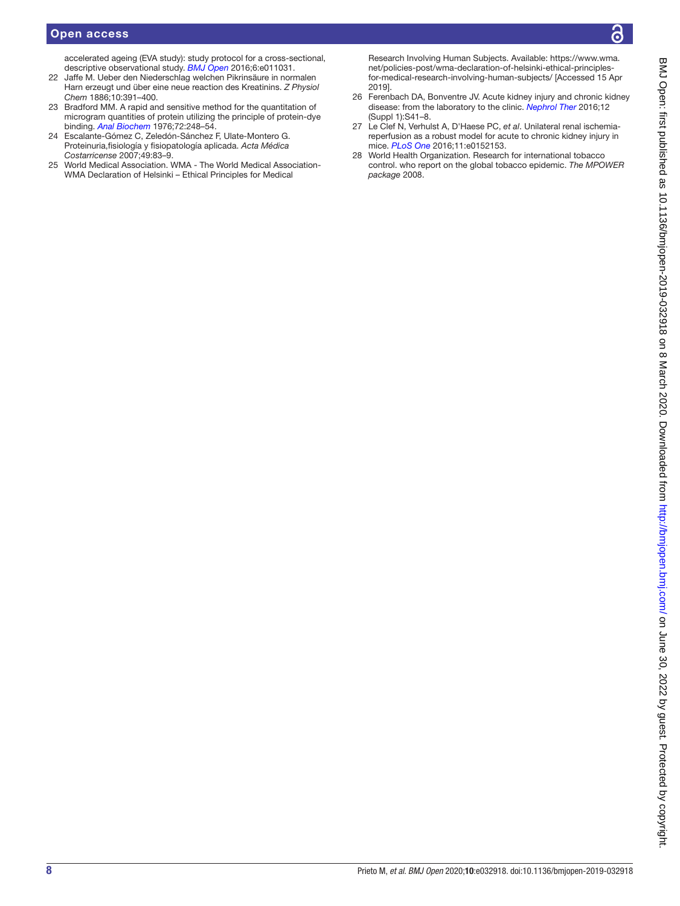accelerated ageing (EVA study): study protocol for a cross-sectional, descriptive observational study. *BMJ Open* 2016;6:e011031.

22 Jaffe M. Ueber den Niederschlag welchen Pikrinsäure in normalen Harn erzeugt und über eine neue reaction des Kreatinins. *Z Physiol Chem* 1886;10:391–400.

23 Bradford MM. A rapid and sensitive method for the quantitation of microgram quantities of protein utilizing the principle of protein-dye binding. *Anal Biochem* 1976;72:248–54.

24 Escalante-Gómez C, Zeledón-Sánchez F, Ulate-Montero G. Proteinuria,fisiología y fisiopatología aplicada. *Acta Médica Costarricense* 2007;49:83–9.

25 World Medical Association. WMA - The World Medical Association-WMA Declaration of Helsinki – Ethical Principles for Medical Research Involving Human Subjects. Available: https://www.wma.net/policies-post/wma-declaration-of-helsinki-ethical-principles-for-medical-research-involving-human-subjects/ [Accessed 15 Apr 2019].

26 Ferenbach DA, Bonventre JV. Acute kidney injury and chronic kidney disease: from the laboratory to the clinic. *Nephrol Ther* 2016;12 (Suppl 1):S41–8.

27 Le Clef N, Verhulst A, D'Haese PC, *et al*. Unilateral renal ischemia-reperfusion as a robust model for acute to chronic kidney injury in mice. *PLoS One* 2016;11:e0152153.

28 World Health Organization. Research for international tobacco control. who report on the global tobacco epidemic. *The MPOWER package* 2008.